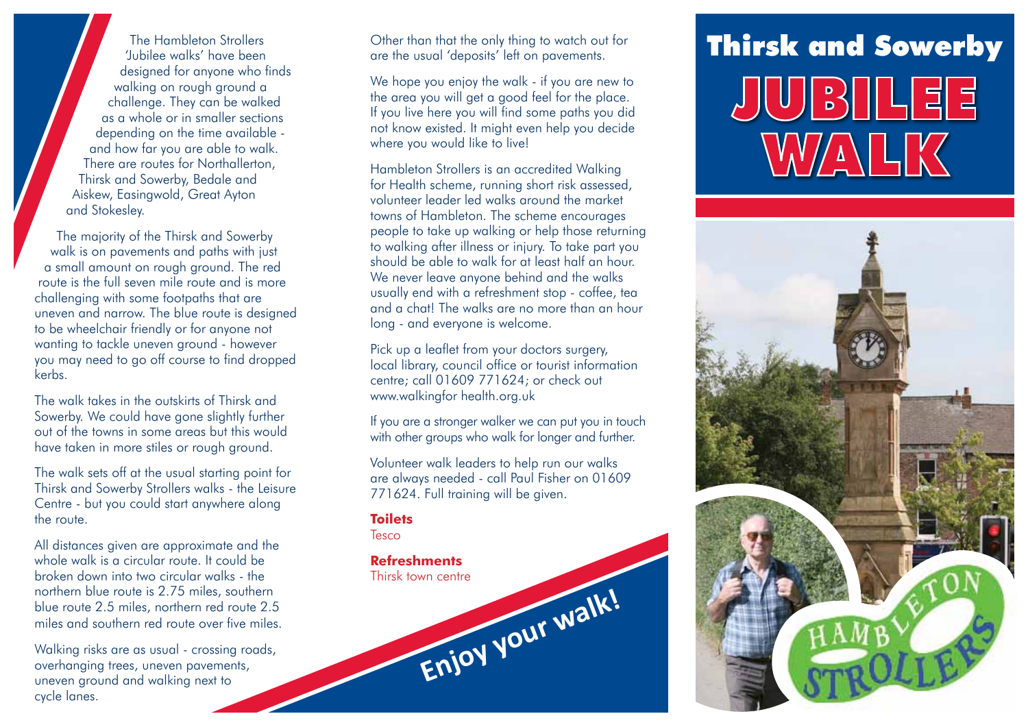The Hambleton Strollers 'Jubilee walks' have been designed for anyone who finds walking on rough ground a challenge. They can be walked as a whole or in smaller sections depending on the time available - and how far you are able to walk. There are routes for Northallerton, Thirsk and Sowerby, Bedale and Aiskew, Easingwold, Great Ayton and Stokesley.

The majority of the Thirsk and Sowerby walk is on pavements and paths with just a small amount on rough ground. The red route is the full seven mile route and is more challenging with some footpaths that are uneven and narrow. The blue route is designed to be wheelchair friendly or for anyone not wanting to tackle uneven ground - however you may need to go off course to find dropped kerbs.

The walk takes in the outskirts of Thirsk and Sowerby. We could have gone slightly further out of the towns in some areas but this would have taken in more stiles or rough ground.

The walk sets off at the usual starting point for Thirsk and Sowerby Strollers walks - the Leisure Centre - but you could start anywhere along the route.

All distances given are approximate and the whole walk is a circular route. It could be broken down into two circular walks - the northern blue route is 2.75 miles, southern blue route 2.5 miles, northern red route 2.5 miles and southern red route over five miles.

Walking risks are as usual - crossing roads, overhanging trees, uneven pavements, uneven ground and walking next to cycle lanes.

Other than that the only thing to watch out for are the usual 'deposits' left on pavements.

We hope you enjoy the walk - if you are new to the area you will get a good feel for the place. If you live here you will find some paths you did not know existed. It might even help you decide where you would like to live!

Hambleton Strollers is an accredited Walking for Health scheme, running short risk assessed, volunteer leader led walks around the market towns of Hambleton. The scheme encourages people to take up walking or help those returning to walking after illness or injury. To take part you should be able to walk for at least half an hour. We never leave anyone behind and the walks usually end with a refreshment stop - coffee, tea and a chat! The walks are no more than an hour long - and everyone is welcome.

Pick up a leaflet from your doctors surgery, local library, council office or tourist information centre; call 01609 771624; or check out www.walkingfor health.org.uk

If you are a stronger walker we can put you in touch with other groups who walk for longer and further.

Volunteer walk leaders to help run our walks are always needed - call Paul Fisher on 01609 771624. Full training will be given.

**Toilets**
Tesco

**Refreshments**
Thirsk town centre

**Enjoy your walk!**

# Thirsk and Sowerby

# JUBILEE WALK

HAMBLETON STROLLERS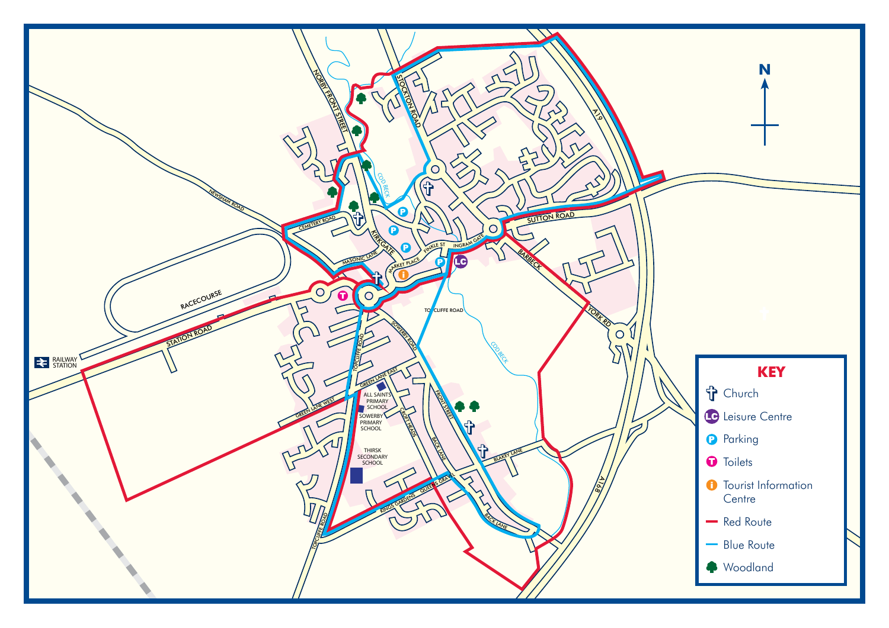N

NORBY FRONT STREET

STOCKTON ROAD

A19

COD BECK

NEWSHAM ROAD

CEMETERY ROAD

SUTTON ROAD

KIRKGATE

FINKLE ST

INGRAM GATE

MASONIC LANE

MARKET PLACE

BARBECK

RACECOURSE

TOPCLIFFE ROAD

YORK RD

STATION ROAD

SOWERBY ROAD

RAILWAY STATION

COD BECK

TOPCLIFFE ROAD

GREEN LANE EAST

GREEN LANE WEST

ALL SAINTS PRIMARY SCHOOL

SOWERBY PRIMARY SCHOOL

FRONT STREET

CROFT HEADS

THIRSK SECONDARY SCHOOL

BACK LANE

BLAKEY LANE

A168

QUEENS GRAVEL

KINGS GARDENS

BACK LANE

TOPCLIFFE ROAD

**KEY**

- Church
- Leisure Centre
- Parking
- Toilets
- Tourist Information Centre
- Red Route
- Blue Route
- Woodland